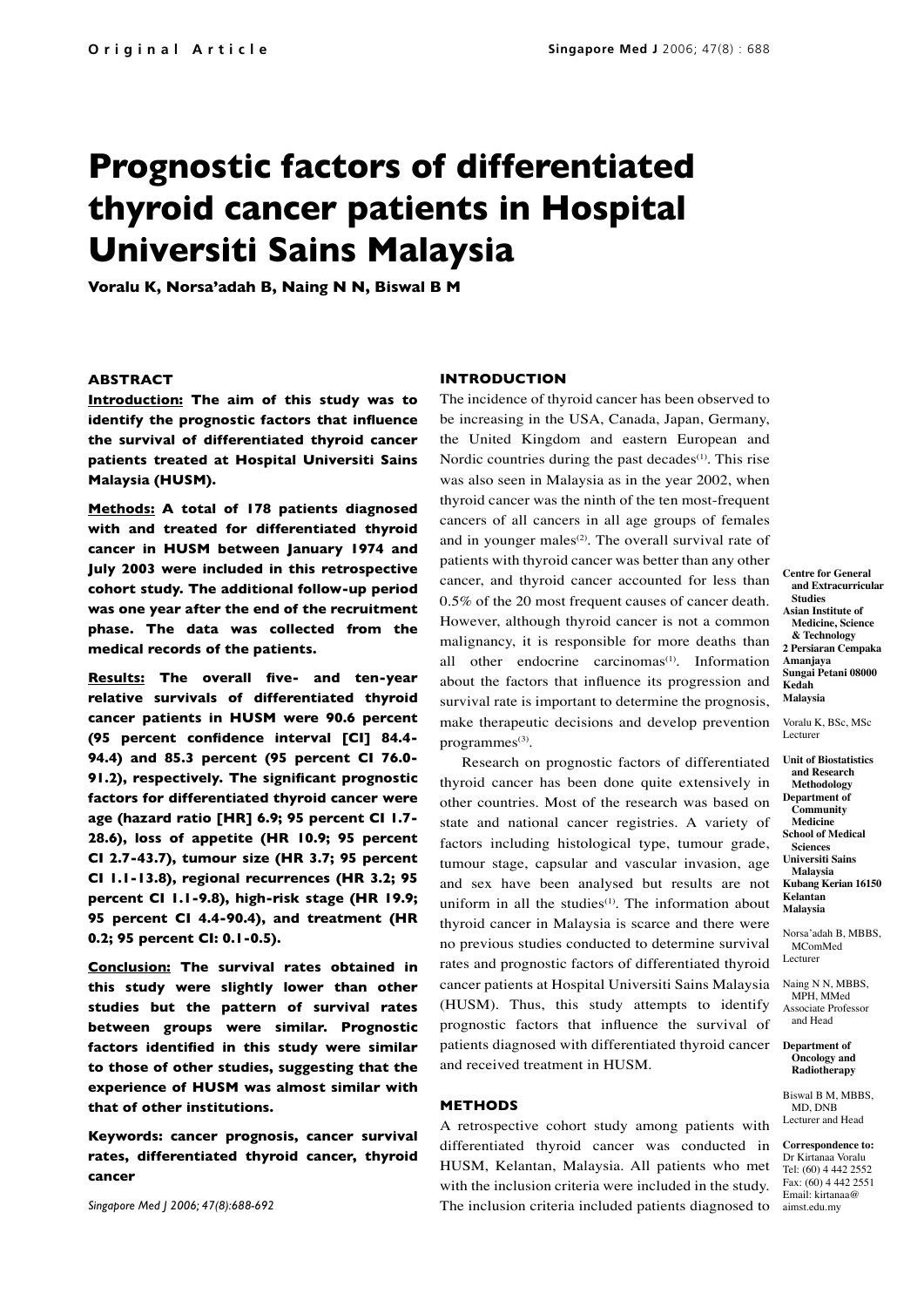Original Article

# Prognostic factors of differentiated thyroid cancer patients in Hospital Universiti Sains Malaysia

**Voralu K, Norsa'adah B, Naing N N, Biswal B M**

### ABSTRACT

**Introduction:** **The aim of this study was to identify the prognostic factors that influence the survival of differentiated thyroid cancer patients treated at Hospital Universiti Sains Malaysia (HUSM).**

**Methods:** **A total of 178 patients diagnosed with and treated for differentiated thyroid cancer in HUSM between January 1974 and July 2003 were included in this retrospective cohort study. The additional follow-up period was one year after the end of the recruitment phase. The data was collected from the medical records of the patients.**

**Results:** **The overall five- and ten-year relative survivals of differentiated thyroid cancer patients in HUSM were 90.6 percent (95 percent confidence interval [CI] 84.4-94.4) and 85.3 percent (95 percent CI 76.0-91.2), respectively. The significant prognostic factors for differentiated thyroid cancer were age (hazard ratio [HR] 6.9; 95 percent CI 1.7-28.6), loss of appetite (HR 10.9; 95 percent CI 2.7-43.7), tumour size (HR 3.7; 95 percent CI 1.1-13.8), regional recurrences (HR 3.2; 95 percent CI 1.1-9.8), high-risk stage (HR 19.9; 95 percent CI 4.4-90.4), and treatment (HR 0.2; 95 percent CI: 0.1-0.5).**

**Conclusion:** **The survival rates obtained in this study were slightly lower than other studies but the pattern of survival rates between groups were similar. Prognostic factors identified in this study were similar to those of other studies, suggesting that the experience of HUSM was almost similar with that of other institutions.**

**Keywords: cancer prognosis, cancer survival rates, differentiated thyroid cancer, thyroid cancer**

*Singapore Med J 2006; 47(8):688-692*

### INTRODUCTION

The incidence of thyroid cancer has been observed to be increasing in the USA, Canada, Japan, Germany, the United Kingdom and eastern European and Nordic countries during the past decades[1]. This rise was also seen in Malaysia as in the year 2002, when thyroid cancer was the ninth of the ten most-frequent cancers of all cancers in all age groups of females and in younger males[2]. The overall survival rate of patients with thyroid cancer was better than any other cancer, and thyroid cancer accounted for less than 0.5% of the 20 most frequent causes of cancer death. However, although thyroid cancer is not a common malignancy, it is responsible for more deaths than all other endocrine carcinomas[1]. Information about the factors that influence its progression and survival rate is important to determine the prognosis, make therapeutic decisions and develop prevention programmes[3].

Research on prognostic factors of differentiated thyroid cancer has been done quite extensively in other countries. Most of the research was based on state and national cancer registries. A variety of factors including histological type, tumour grade, tumour stage, capsular and vascular invasion, age and sex have been analysed but results are not uniform in all the studies[1]. The information about thyroid cancer in Malaysia is scarce and there were no previous studies conducted to determine survival rates and prognostic factors of differentiated thyroid cancer patients at Hospital Universiti Sains Malaysia (HUSM). Thus, this study attempts to identify prognostic factors that influence the survival of patients diagnosed with differentiated thyroid cancer and received treatment in HUSM.

### METHODS

A retrospective cohort study among patients with differentiated thyroid cancer was conducted in HUSM, Kelantan, Malaysia. All patients who met with the inclusion criteria were included in the study. The inclusion criteria included patients diagnosed to

**Centre for General and Extracurricular Studies**
**Asian Institute of Medicine, Science & Technology**
**2 Persiaran Cempaka Amanjaya**
**Sungai Petani 08000 Kedah**
**Malaysia**

Voralu K, BSc, MSc
Lecturer

**Unit of Biostatistics and Research Methodology**
**Department of Community Medicine**
**School of Medical Sciences**
**Universiti Sains Malaysia**
**Kubang Kerian 16150 Kelantan**
**Malaysia**

Norsa'adah B, MBBS, MComMed
Lecturer

Naing N N, MBBS, MPH, MMed
Associate Professor and Head

**Department of Oncology and Radiotherapy**

Biswal B M, MBBS, MD, DNB
Lecturer and Head

**Correspondence to:**
Dr Kirtanaa Voralu
Tel: (60) 4 442 2552
Fax: (60) 4 442 2551
Email: kirtanaa@aimst.edu.my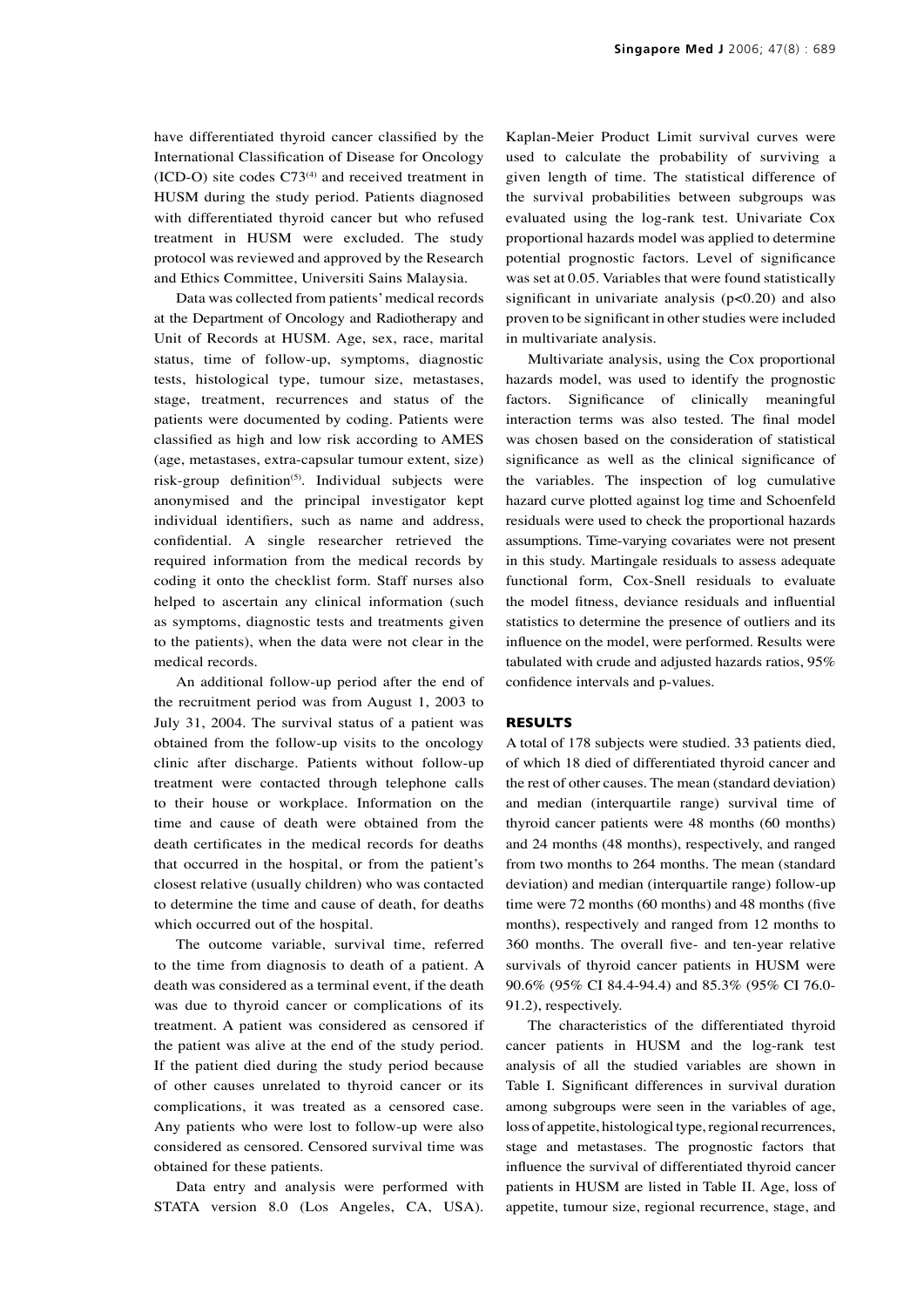have differentiated thyroid cancer classified by the International Classification of Disease for Oncology (ICD-O) site codes C73[4] and received treatment in HUSM during the study period. Patients diagnosed with differentiated thyroid cancer but who refused treatment in HUSM were excluded. The study protocol was reviewed and approved by the Research and Ethics Committee, Universiti Sains Malaysia.

Data was collected from patients' medical records at the Department of Oncology and Radiotherapy and Unit of Records at HUSM. Age, sex, race, marital status, time of follow-up, symptoms, diagnostic tests, histological type, tumour size, metastases, stage, treatment, recurrences and status of the patients were documented by coding. Patients were classified as high and low risk according to AMES (age, metastases, extra-capsular tumour extent, size) risk-group definition[5]. Individual subjects were anonymised and the principal investigator kept individual identifiers, such as name and address, confidential. A single researcher retrieved the required information from the medical records by coding it onto the checklist form. Staff nurses also helped to ascertain any clinical information (such as symptoms, diagnostic tests and treatments given to the patients), when the data were not clear in the medical records.

An additional follow-up period after the end of the recruitment period was from August 1, 2003 to July 31, 2004. The survival status of a patient was obtained from the follow-up visits to the oncology clinic after discharge. Patients without follow-up treatment were contacted through telephone calls to their house or workplace. Information on the time and cause of death were obtained from the death certificates in the medical records for deaths that occurred in the hospital, or from the patient's closest relative (usually children) who was contacted to determine the time and cause of death, for deaths which occurred out of the hospital.

The outcome variable, survival time, referred to the time from diagnosis to death of a patient. A death was considered as a terminal event, if the death was due to thyroid cancer or complications of its treatment. A patient was considered as censored if the patient was alive at the end of the study period. If the patient died during the study period because of other causes unrelated to thyroid cancer or its complications, it was treated as a censored case. Any patients who were lost to follow-up were also considered as censored. Censored survival time was obtained for these patients.

Data entry and analysis were performed with STATA version 8.0 (Los Angeles, CA, USA). Kaplan-Meier Product Limit survival curves were used to calculate the probability of surviving a given length of time. The statistical difference of the survival probabilities between subgroups was evaluated using the log-rank test. Univariate Cox proportional hazards model was applied to determine potential prognostic factors. Level of significance was set at 0.05. Variables that were found statistically significant in univariate analysis ($p<0.20$) and also proven to be significant in other studies were included in multivariate analysis.

Multivariate analysis, using the Cox proportional hazards model, was used to identify the prognostic factors. Significance of clinically meaningful interaction terms was also tested. The final model was chosen based on the consideration of statistical significance as well as the clinical significance of the variables. The inspection of log cumulative hazard curve plotted against log time and Schoenfeld residuals were used to check the proportional hazards assumptions. Time-varying covariates were not present in this study. Martingale residuals to assess adequate functional form, Cox-Snell residuals to evaluate the model fitness, deviance residuals and influential statistics to determine the presence of outliers and its influence on the model, were performed. Results were tabulated with crude and adjusted hazards ratios, 95% confidence intervals and p-values.

## RESULTS

A total of 178 subjects were studied. 33 patients died, of which 18 died of differentiated thyroid cancer and the rest of other causes. The mean (standard deviation) and median (interquartile range) survival time of thyroid cancer patients were 48 months (60 months) and 24 months (48 months), respectively, and ranged from two months to 264 months. The mean (standard deviation) and median (interquartile range) follow-up time were 72 months (60 months) and 48 months (five months), respectively and ranged from 12 months to 360 months. The overall five- and ten-year relative survivals of thyroid cancer patients in HUSM were 90.6% (95% CI 84.4-94.4) and 85.3% (95% CI 76.0-91.2), respectively.

The characteristics of the differentiated thyroid cancer patients in HUSM and the log-rank test analysis of all the studied variables are shown in Table I. Significant differences in survival duration among subgroups were seen in the variables of age, loss of appetite, histological type, regional recurrences, stage and metastases. The prognostic factors that influence the survival of differentiated thyroid cancer patients in HUSM are listed in Table II. Age, loss of appetite, tumour size, regional recurrence, stage, and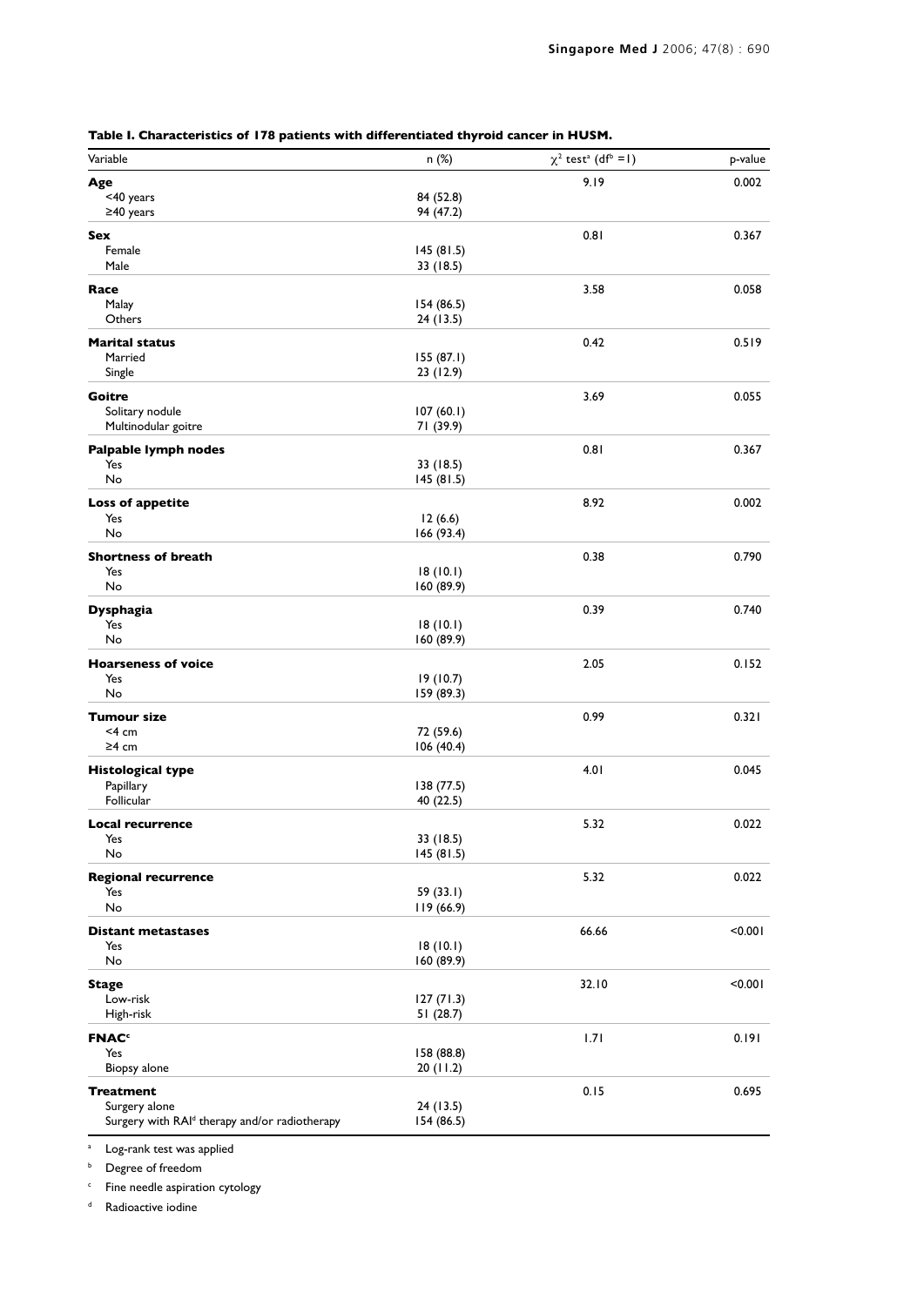**Table I. Characteristics of 178 patients with differentiated thyroid cancer in HUSM.**

| Variable | n (%) | $\chi^2$ test[a] (df[b] =1) | p-value |
|---|---|---|---|
| **Age** | | 9.19 | 0.002 |
| <40 years | 84 (52.8) | | |
| ≥40 years | 94 (47.2) | | |
| **Sex** | | 0.81 | 0.367 |
| Female | 145 (81.5) | | |
| Male | 33 (18.5) | | |
| **Race** | | 3.58 | 0.058 |
| Malay | 154 (86.5) | | |
| Others | 24 (13.5) | | |
| **Marital status** | | 0.42 | 0.519 |
| Married | 155 (87.1) | | |
| Single | 23 (12.9) | | |
| **Goitre** | | 3.69 | 0.055 |
| Solitary nodule | 107 (60.1) | | |
| Multinodular goitre | 71 (39.9) | | |
| **Palpable lymph nodes** | | 0.81 | 0.367 |
| Yes | 33 (18.5) | | |
| No | 145 (81.5) | | |
| **Loss of appetite** | | 8.92 | 0.002 |
| Yes | 12 (6.6) | | |
| No | 166 (93.4) | | |
| **Shortness of breath** | | 0.38 | 0.790 |
| Yes | 18 (10.1) | | |
| No | 160 (89.9) | | |
| **Dysphagia** | | 0.39 | 0.740 |
| Yes | 18 (10.1) | | |
| No | 160 (89.9) | | |
| **Hoarseness of voice** | | 2.05 | 0.152 |
| Yes | 19 (10.7) | | |
| No | 159 (89.3) | | |
| **Tumour size** | | 0.99 | 0.321 |
| <4 cm | 72 (59.6) | | |
| ≥4 cm | 106 (40.4) | | |
| **Histological type** | | 4.01 | 0.045 |
| Papillary | 138 (77.5) | | |
| Follicular | 40 (22.5) | | |
| **Local recurrence** | | 5.32 | 0.022 |
| Yes | 33 (18.5) | | |
| No | 145 (81.5) | | |
| **Regional recurrence** | | 5.32 | 0.022 |
| Yes | 59 (33.1) | | |
| No | 119 (66.9) | | |
| **Distant metastases** | | 66.66 | <0.001 |
| Yes | 18 (10.1) | | |
| No | 160 (89.9) | | |
| **Stage** | | 32.10 | <0.001 |
| Low-risk | 127 (71.3) | | |
| High-risk | 51 (28.7) | | |
| **FNAC**[c] | | 1.71 | 0.191 |
| Yes | 158 (88.8) | | |
| Biopsy alone | 20 (11.2) | | |
| **Treatment** | | 0.15 | 0.695 |
| Surgery alone | 24 (13.5) | | |
| Surgery with RAI[d] therapy and/or radiotherapy | 154 (86.5) | | |

[a] Log-rank test was applied

[b] Degree of freedom

[c] Fine needle aspiration cytology

[d] Radioactive iodine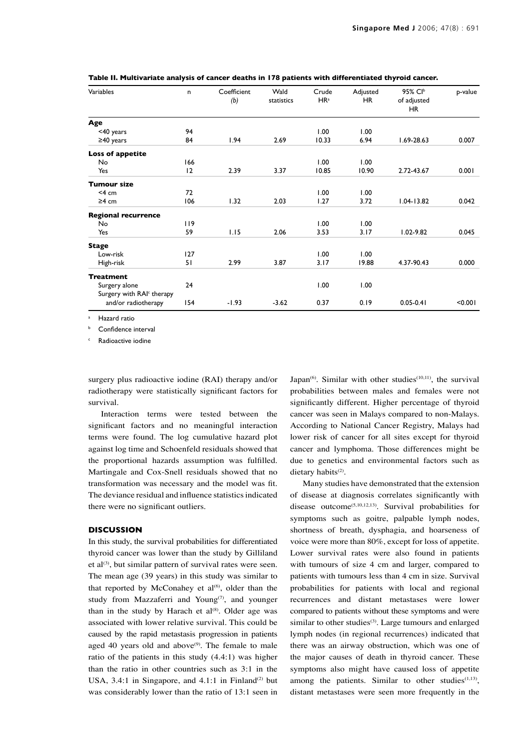**Table II. Multivariate analysis of cancer deaths in 178 patients with differentiated thyroid cancer.**

| Variables | n | Coefficient (b) | Wald statistics | Crude HR[a] | Adjusted HR | 95% CI[b] of adjusted HR | p-value |
|---|---|---|---|---|---|---|---|
| **Age** | | | | | | | |
| <40 years | 94 | | | 1.00 | 1.00 | | |
| ≥40 years | 84 | 1.94 | 2.69 | 10.33 | 6.94 | 1.69-28.63 | 0.007 |
| **Loss of appetite** | | | | | | | |
| No | 166 | | | 1.00 | 1.00 | | |
| Yes | 12 | 2.39 | 3.37 | 10.85 | 10.90 | 2.72-43.67 | 0.001 |
| **Tumour size** | | | | | | | |
| <4 cm | 72 | | | 1.00 | 1.00 | | |
| ≥4 cm | 106 | 1.32 | 2.03 | 1.27 | 3.72 | 1.04-13.82 | 0.042 |
| **Regional recurrence** | | | | | | | |
| No | 119 | | | 1.00 | 1.00 | | |
| Yes | 59 | 1.15 | 2.06 | 3.53 | 3.17 | 1.02-9.82 | 0.045 |
| **Stage** | | | | | | | |
| Low-risk | 127 | | | 1.00 | 1.00 | | |
| High-risk | 51 | 2.99 | 3.87 | 3.17 | 19.88 | 4.37-90.43 | 0.000 |
| **Treatment** | | | | | | | |
| Surgery alone | 24 | | | 1.00 | 1.00 | | |
| Surgery with RAI[c] therapy and/or radiotherapy | 154 | -1.93 | -3.62 | 0.37 | 0.19 | 0.05-0.41 | <0.001 |

[a] Hazard ratio

[b] Confidence interval

[c] Radioactive iodine

surgery plus radioactive iodine (RAI) therapy and/or radiotherapy were statistically significant factors for survival.

Interaction terms were tested between the significant factors and no meaningful interaction terms were found. The log cumulative hazard plot against log time and Schoenfeld residuals showed that the proportional hazards assumption was fulfilled. Martingale and Cox-Snell residuals showed that no transformation was necessary and the model was fit. The deviance residual and influence statistics indicated there were no significant outliers.

## DISCUSSION

In this study, the survival probabilities for differentiated thyroid cancer was lower than the study by Gilliland et al[3], but similar pattern of survival rates were seen. The mean age (39 years) in this study was similar to that reported by McConahey et al[6], older than the study from Mazzaferri and Young[7], and younger than in the study by Harach et al[8]. Older age was associated with lower relative survival. This could be caused by the rapid metastasis progression in patients aged 40 years old and above[9]. The female to male ratio of the patients in this study (4.4:1) was higher than the ratio in other countries such as 3:1 in the USA, 3.4:1 in Singapore, and 4.1:1 in Finland[2] but was considerably lower than the ratio of 13:1 seen in Japan[6]. Similar with other studies[10,11], the survival probabilities between males and females were not significantly different. Higher percentage of thyroid cancer was seen in Malays compared to non-Malays. According to National Cancer Registry, Malays had lower risk of cancer for all sites except for thyroid cancer and lymphoma. Those differences might be due to genetics and environmental factors such as dietary habits[2].

Many studies have demonstrated that the extension of disease at diagnosis correlates significantly with disease outcome[5,10,12,13]. Survival probabilities for symptoms such as goitre, palpable lymph nodes, shortness of breath, dysphagia, and hoarseness of voice were more than 80%, except for loss of appetite. Lower survival rates were also found in patients with tumours of size 4 cm and larger, compared to patients with tumours less than 4 cm in size. Survival probabilities for patients with local and regional recurrences and distant metastases were lower compared to patients without these symptoms and were similar to other studies[3]. Large tumours and enlarged lymph nodes (in regional recurrences) indicated that there was an airway obstruction, which was one of the major causes of death in thyroid cancer. These symptoms also might have caused loss of appetite among the patients. Similar to other studies[1,13], distant metastases were seen more frequently in the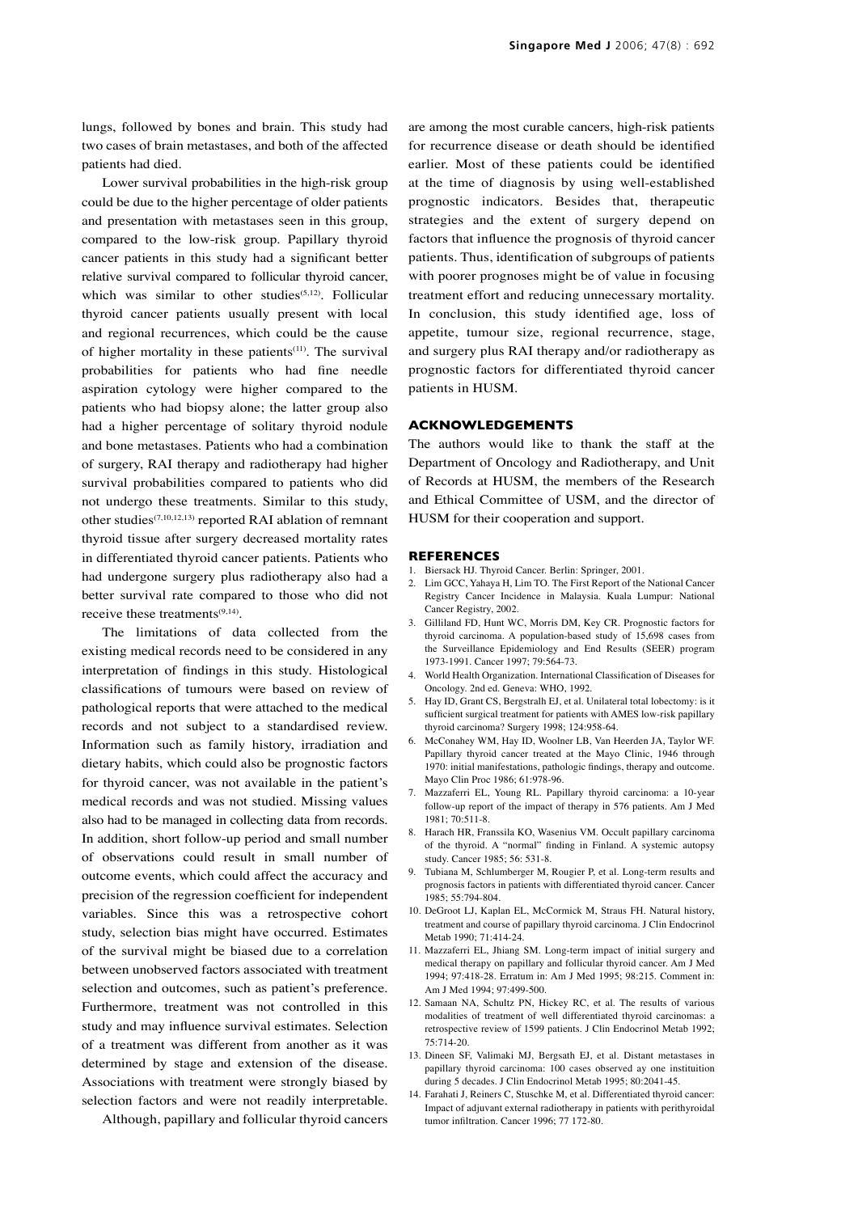lungs, followed by bones and brain. This study had two cases of brain metastases, and both of the affected patients had died.

Lower survival probabilities in the high-risk group could be due to the higher percentage of older patients and presentation with metastases seen in this group, compared to the low-risk group. Papillary thyroid cancer patients in this study had a significant better relative survival compared to follicular thyroid cancer, which was similar to other studies[5,12]. Follicular thyroid cancer patients usually present with local and regional recurrences, which could be the cause of higher mortality in these patients[11]. The survival probabilities for patients who had fine needle aspiration cytology were higher compared to the patients who had biopsy alone; the latter group also had a higher percentage of solitary thyroid nodule and bone metastases. Patients who had a combination of surgery, RAI therapy and radiotherapy had higher survival probabilities compared to patients who did not undergo these treatments. Similar to this study, other studies[7,10,12,13] reported RAI ablation of remnant thyroid tissue after surgery decreased mortality rates in differentiated thyroid cancer patients. Patients who had undergone surgery plus radiotherapy also had a better survival rate compared to those who did not receive these treatments[9,14].

The limitations of data collected from the existing medical records need to be considered in any interpretation of findings in this study. Histological classifications of tumours were based on review of pathological reports that were attached to the medical records and not subject to a standardised review. Information such as family history, irradiation and dietary habits, which could also be prognostic factors for thyroid cancer, was not available in the patient's medical records and was not studied. Missing values also had to be managed in collecting data from records. In addition, short follow-up period and small number of observations could result in small number of outcome events, which could affect the accuracy and precision of the regression coefficient for independent variables. Since this was a retrospective cohort study, selection bias might have occurred. Estimates of the survival might be biased due to a correlation between unobserved factors associated with treatment selection and outcomes, such as patient's preference. Furthermore, treatment was not controlled in this study and may influence survival estimates. Selection of a treatment was different from another as it was determined by stage and extension of the disease. Associations with treatment were strongly biased by selection factors and were not readily interpretable.

Although, papillary and follicular thyroid cancers are among the most curable cancers, high-risk patients for recurrence disease or death should be identified earlier. Most of these patients could be identified at the time of diagnosis by using well-established prognostic indicators. Besides that, therapeutic strategies and the extent of surgery depend on factors that influence the prognosis of thyroid cancer patients. Thus, identification of subgroups of patients with poorer prognoses might be of value in focusing treatment effort and reducing unnecessary mortality. In conclusion, this study identified age, loss of appetite, tumour size, regional recurrence, stage, and surgery plus RAI therapy and/or radiotherapy as prognostic factors for differentiated thyroid cancer patients in HUSM.

## ACKNOWLEDGEMENTS

The authors would like to thank the staff at the Department of Oncology and Radiotherapy, and Unit of Records at HUSM, the members of the Research and Ethical Committee of USM, and the director of HUSM for their cooperation and support.

## REFERENCES

1. Biersack HJ. Thyroid Cancer. Berlin: Springer, 2001.
2. Lim GCC, Yahaya H, Lim TO. The First Report of the National Cancer Registry Cancer Incidence in Malaysia. Kuala Lumpur: National Cancer Registry, 2002.
3. Gilliland FD, Hunt WC, Morris DM, Key CR. Prognostic factors for thyroid carcinoma. A population-based study of 15,698 cases from the Surveillance Epidemiology and End Results (SEER) program 1973-1991. Cancer 1997; 79:564-73.
4. World Health Organization. International Classification of Diseases for Oncology. 2nd ed. Geneva: WHO, 1992.
5. Hay ID, Grant CS, Bergstralh EJ, et al. Unilateral total lobectomy: is it sufficient surgical treatment for patients with AMES low-risk papillary thyroid carcinoma? Surgery 1998; 124:958-64.
6. McConahey WM, Hay ID, Woolner LB, Van Heerden JA, Taylor WF. Papillary thyroid cancer treated at the Mayo Clinic, 1946 through 1970: initial manifestations, pathologic findings, therapy and outcome. Mayo Clin Proc 1986; 61:978-96.
7. Mazzaferri EL, Young RL. Papillary thyroid carcinoma: a 10-year follow-up report of the impact of therapy in 576 patients. Am J Med 1981; 70:511-8.
8. Harach HR, Franssila KO, Wasenius VM. Occult papillary carcinoma of the thyroid. A "normal" finding in Finland. A systemic autopsy study. Cancer 1985; 56: 531-8.
9. Tubiana M, Schlumberger M, Rougier P, et al. Long-term results and prognosis factors in patients with differentiated thyroid cancer. Cancer 1985; 55:794-804.
10. DeGroot LJ, Kaplan EL, McCormick M, Straus FH. Natural history, treatment and course of papillary thyroid carcinoma. J Clin Endocrinol Metab 1990; 71:414-24.
11. Mazzaferri EL, Jhiang SM. Long-term impact of initial surgery and medical therapy on papillary and follicular thyroid cancer. Am J Med 1994; 97:418-28. Erratum in: Am J Med 1995; 98:215. Comment in: Am J Med 1994; 97:499-500.
12. Samaan NA, Schultz PN, Hickey RC, et al. The results of various modalities of treatment of well differentiated thyroid carcinomas: a retrospective review of 1599 patients. J Clin Endocrinol Metab 1992; 75:714-20.
13. Dineen SF, Valimaki MJ, Bergsath EJ, et al. Distant metastases in papillary thyroid carcinoma: 100 cases observed ay one instituition during 5 decades. J Clin Endocrinol Metab 1995; 80:2041-45.
14. Farahati J, Reiners C, Stuschke M, et al. Differentiated thyroid cancer: Impact of adjuvant external radiotherapy in patients with perithyroidal tumor infiltration. Cancer 1996; 77 172-80.